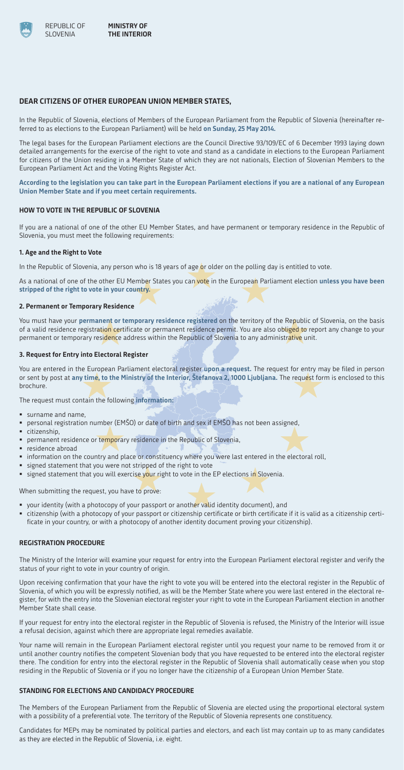REPUBLIC OF SLOVENIA

**MINISTRY OF THE INTERIOR**

## DEAR CITIZENS OF OTHER EUROPEAN UNION MEMBER STATES,

In the Republic of Slovenia, elections of Members of the European Parliament from the Republic of Slovenia (hereinafter referred to as elections to the European Parliament) will be held **on Sunday, 25 May 2014.**

The legal bases for the European Parliament elections are the Council Directive 93/109/EC of 6 December 1993 laying down detailed arrangements for the exercise of the right to vote and stand as a candidate in elections to the European Parliament for citizens of the Union residing in a Member State of which they are not nationals, Election of Slovenian Members to the European Parliament Act and the Voting Rights Register Act.

**According to the legislation you can take part in the European Parliament elections if you are a national of any European Union Member State and if you meet certain requirements.**

### HOW TO VOTE IN THE REPUBLIC OF SLOVENIA

If you are a national of one of the other EU Member States, and have permanent or temporary residence in the Republic of Slovenia, you must meet the following requirements:

#### 1. Age and the Right to Vote

In the Republic of Slovenia, any person who is 18 years of age or older on the polling day is entitled to vote.

As a national of one of the other EU Member States you can vote in the European Parliament election **unless you have been stripped of the right to vote in your country.**

#### 2. Permanent or Temporary Residence

You must have your **permanent or temporary residence registered** on the territory of the Republic of Slovenia, on the basis of a valid residence registration certificate or permanent residence permit. You are also obliged to report any change to your permanent or temporary residence address within the Republic of Slovenia to any administrative unit.

#### 3. Request for Entry into Electoral Register

You are entered in the European Parliament electoral register **upon a request.** The request for entry may be filed in person or sent by post at **any time, to the Ministry of the Interior, Štefanova 2, 1000 Ljubljana.** The request form is enclosed to this brochure.

The request must contain the following **information:**

- surname and name,
- personal registration number (EMŠO) or date of birth and sex if EMŠO has not been assigned,
- citizenship,
- permanent residence or temporary residence in the Republic of Slovenia,
- residence abroad
- information on the country and place or constituency where you were last entered in the electoral roll,
- signed statement that you were not stripped of the right to vote
- signed statement that you will exercise your right to vote in the EP elections in Slovenia.

When submitting the request, you have to prove:

- your identity (with a photocopy of your passport or another valid identity document), and
- citizenship (with a photocopy of your passport or citizenship certificate or birth certificate if it is valid as a citizenship certificate in your country, or with a photocopy of another identity document proving your citizenship).

### REGISTRATION PROCEDURE

The Ministry of the Interior will examine your request for entry into the European Parliament electoral register and verify the status of your right to vote in your country of origin.

Upon receiving confirmation that your have the right to vote you will be entered into the electoral register in the Republic of Slovenia, of which you will be expressly notified, as will be the Member State where you were last entered in the electoral register, for with the entry into the Slovenian electoral register your right to vote in the European Parliament election in another Member State shall cease.

If your request for entry into the electoral register in the Republic of Slovenia is refused, the Ministry of the Interior will issue a refusal decision, against which there are appropriate legal remedies available.

Your name will remain in the European Parliament electoral register until you request your name to be removed from it or until another country notifies the competent Slovenian body that you have requested to be entered into the electoral register there. The condition for entry into the electoral register in the Republic of Slovenia shall automatically cease when you stop residing in the Republic of Slovenia or if you no longer have the citizenship of a European Union Member State.

### STANDING FOR ELECTIONS AND CANDIDACY PROCEDURE

The Members of the European Parliament from the Republic of Slovenia are elected using the proportional electoral system with a possibility of a preferential vote. The territory of the Republic of Slovenia represents one constituency.

Candidates for MEPs may be nominated by political parties and electors, and each list may contain up to as many candidates as they are elected in the Republic of Slovenia, i.e. eight.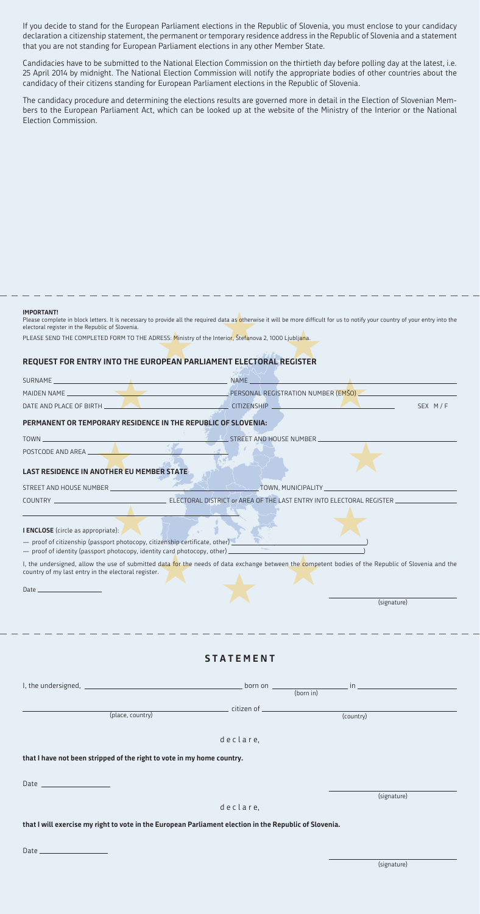If you decide to stand for the European Parliament elections in the Republic of Slovenia, you must enclose to your candidacy declaration a citizenship statement, the permanent or temporary residence address in the Republic of Slovenia and a statement that you are not standing for European Parliament elections in any other Member State.

Candidacies have to be submitted to the National Election Commission on the thirtieth day before polling day at the latest, i.e. 25 April 2014 by midnight. The National Election Commission will notify the appropriate bodies of other countries about the candidacy of their citizens standing for European Parliament elections in the Republic of Slovenia.

The candidacy procedure and determining the elections results are governed more in detail in the Election of Slovenian Members to the European Parliament Act, which can be looked up at the website of the Ministry of the Interior or the National Election Commission.

---

**IMPORTANT!**
Please complete in block letters. It is necessary to provide all the required data as otherwise it will be more difficult for us to notify your country of your entry into the electoral register in the Republic of Slovenia.

PLEASE SEND THE COMPLETED FORM TO THE ADRESS: Ministry of the Interior, Štefanova 2, 1000 Ljubljana.

## REQUEST FOR ENTRY INTO THE EUROPEAN PARLIAMENT ELECTORAL REGISTER

SURNAME ____________________ NAME ____________________

MAIDEN NAME ____________________ PERSONAL REGISTRATION NUMBER (EMŠO) ____________________

DATE AND PLACE OF BIRTH ____________________ CITIZENSHIP ____________________ SEX M / F

**PERMANENT OR TEMPORARY RESIDENCE IN THE REPUBLIC OF SLOVENIA:**

TOWN ____________________ STREET AND HOUSE NUMBER ____________________

POSTCODE AND AREA ____________________

**LAST RESIDENCE IN ANOTHER EU MEMBER STATE**

STREET AND HOUSE NUMBER ____________________ TOWN, MUNICIPALITY ____________________

COUNTRY ____________________ ELECTORAL DISTRICT or AREA OF THE LAST ENTRY INTO ELECTORAL REGISTER ____________________

**I ENCLOSE** (circle as appropriate):

— proof of citizenship (passport photocopy, citizenship certificate, other) ____________________)
— proof of identity (passport photocopy, identity card photocopy, other) ____________________)

I, the undersigned, allow the use of submitted data for the needs of data exchange between the competent bodies of the Republic of Slovenia and the country of my last entry in the electoral register.

Date ____________________

____________________
(signature)

---

## STATEMENT

I, the undersigned, ____________________ born on ____________________ in ____________________
(born in)

____________________ citizen of ____________________
(place, country) (country)

d e c l a r e,

**that I have not been stripped of the right to vote in my home country.**

Date ____________________

____________________
(signature)

d e c l a r e,

**that I will exercise my right to vote in the European Parliament election in the Republic of Slovenia.**

Date ____________________

____________________
(signature)